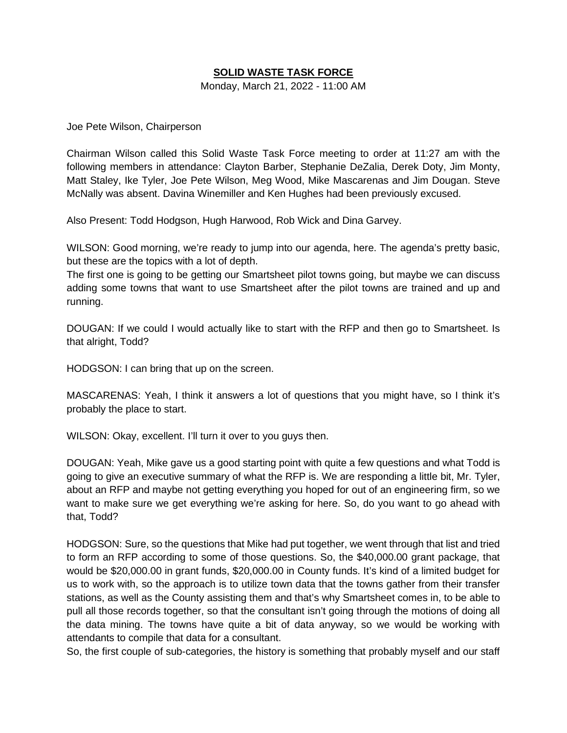**SOLID WASTE TASK FORCE**

Monday, March 21, 2022 - 11:00 AM

Joe Pete Wilson, Chairperson

Chairman Wilson called this Solid Waste Task Force meeting to order at 11:27 am with the following members in attendance: Clayton Barber, Stephanie DeZalia, Derek Doty, Jim Monty, Matt Staley, Ike Tyler, Joe Pete Wilson, Meg Wood, Mike Mascarenas and Jim Dougan. Steve McNally was absent. Davina Winemiller and Ken Hughes had been previously excused.

Also Present: Todd Hodgson, Hugh Harwood, Rob Wick and Dina Garvey.

WILSON: Good morning, we're ready to jump into our agenda, here. The agenda's pretty basic, but these are the topics with a lot of depth.
The first one is going to be getting our Smartsheet pilot towns going, but maybe we can discuss adding some towns that want to use Smartsheet after the pilot towns are trained and up and running.

DOUGAN: If we could I would actually like to start with the RFP and then go to Smartsheet. Is that alright, Todd?

HODGSON: I can bring that up on the screen.

MASCARENAS: Yeah, I think it answers a lot of questions that you might have, so I think it's probably the place to start.

WILSON: Okay, excellent. I'll turn it over to you guys then.

DOUGAN: Yeah, Mike gave us a good starting point with quite a few questions and what Todd is going to give an executive summary of what the RFP is. We are responding a little bit, Mr. Tyler, about an RFP and maybe not getting everything you hoped for out of an engineering firm, so we want to make sure we get everything we're asking for here. So, do you want to go ahead with that, Todd?

HODGSON: Sure, so the questions that Mike had put together, we went through that list and tried to form an RFP according to some of those questions. So, the $40,000.00 grant package, that would be $20,000.00 in grant funds, $20,000.00 in County funds. It's kind of a limited budget for us to work with, so the approach is to utilize town data that the towns gather from their transfer stations, as well as the County assisting them and that's why Smartsheet comes in, to be able to pull all those records together, so that the consultant isn't going through the motions of doing all the data mining. The towns have quite a bit of data anyway, so we would be working with attendants to compile that data for a consultant.
So, the first couple of sub-categories, the history is something that probably myself and our staff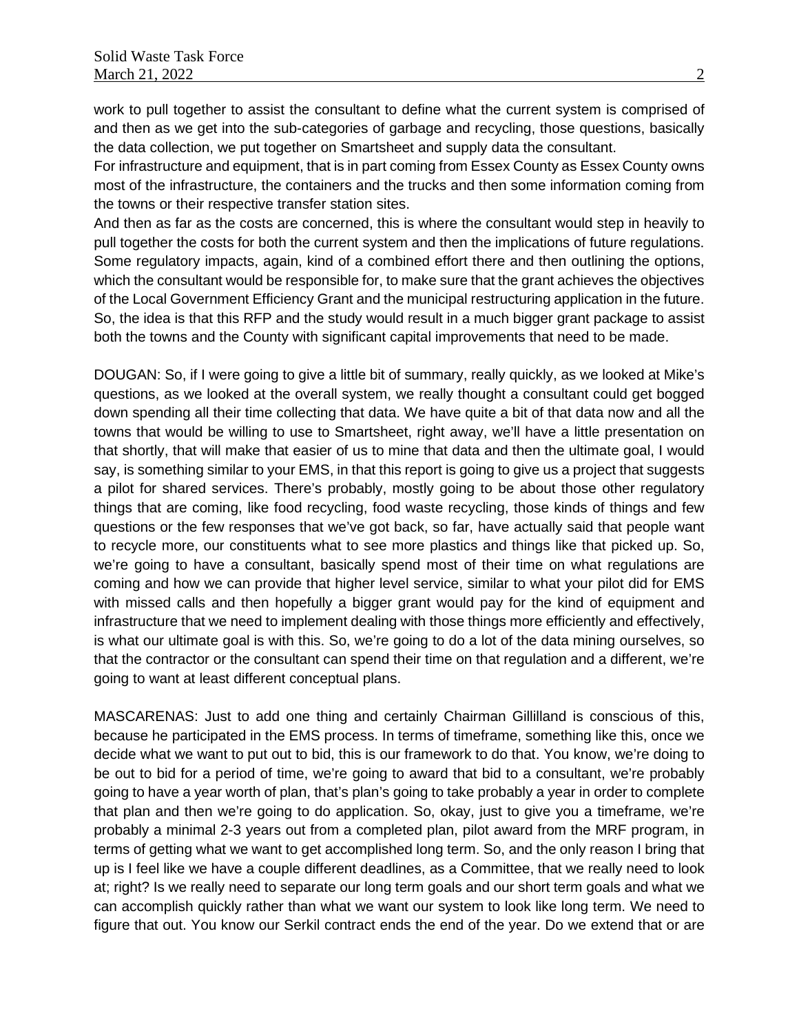work to pull together to assist the consultant to define what the current system is comprised of and then as we get into the sub-categories of garbage and recycling, those questions, basically the data collection, we put together on Smartsheet and supply data the consultant.

For infrastructure and equipment, that is in part coming from Essex County as Essex County owns most of the infrastructure, the containers and the trucks and then some information coming from the towns or their respective transfer station sites.

And then as far as the costs are concerned, this is where the consultant would step in heavily to pull together the costs for both the current system and then the implications of future regulations. Some regulatory impacts, again, kind of a combined effort there and then outlining the options, which the consultant would be responsible for, to make sure that the grant achieves the objectives of the Local Government Efficiency Grant and the municipal restructuring application in the future. So, the idea is that this RFP and the study would result in a much bigger grant package to assist both the towns and the County with significant capital improvements that need to be made.

DOUGAN: So, if I were going to give a little bit of summary, really quickly, as we looked at Mike's questions, as we looked at the overall system, we really thought a consultant could get bogged down spending all their time collecting that data. We have quite a bit of that data now and all the towns that would be willing to use to Smartsheet, right away, we'll have a little presentation on that shortly, that will make that easier of us to mine that data and then the ultimate goal, I would say, is something similar to your EMS, in that this report is going to give us a project that suggests a pilot for shared services. There's probably, mostly going to be about those other regulatory things that are coming, like food recycling, food waste recycling, those kinds of things and few questions or the few responses that we've got back, so far, have actually said that people want to recycle more, our constituents what to see more plastics and things like that picked up. So, we're going to have a consultant, basically spend most of their time on what regulations are coming and how we can provide that higher level service, similar to what your pilot did for EMS with missed calls and then hopefully a bigger grant would pay for the kind of equipment and infrastructure that we need to implement dealing with those things more efficiently and effectively, is what our ultimate goal is with this. So, we're going to do a lot of the data mining ourselves, so that the contractor or the consultant can spend their time on that regulation and a different, we're going to want at least different conceptual plans.

MASCARENAS: Just to add one thing and certainly Chairman Gillilland is conscious of this, because he participated in the EMS process. In terms of timeframe, something like this, once we decide what we want to put out to bid, this is our framework to do that. You know, we're doing to be out to bid for a period of time, we're going to award that bid to a consultant, we're probably going to have a year worth of plan, that's plan's going to take probably a year in order to complete that plan and then we're going to do application. So, okay, just to give you a timeframe, we're probably a minimal 2-3 years out from a completed plan, pilot award from the MRF program, in terms of getting what we want to get accomplished long term. So, and the only reason I bring that up is I feel like we have a couple different deadlines, as a Committee, that we really need to look at; right? Is we really need to separate our long term goals and our short term goals and what we can accomplish quickly rather than what we want our system to look like long term. We need to figure that out. You know our Serkil contract ends the end of the year. Do we extend that or are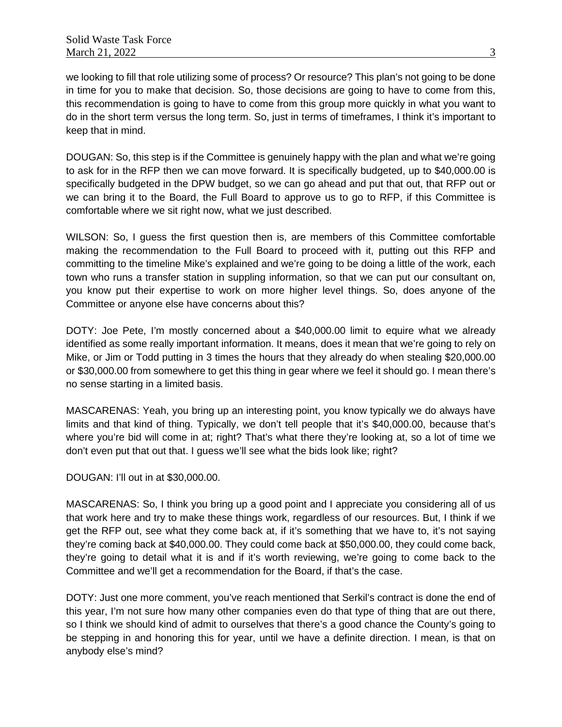we looking to fill that role utilizing some of process? Or resource? This plan's not going to be done in time for you to make that decision. So, those decisions are going to have to come from this, this recommendation is going to have to come from this group more quickly in what you want to do in the short term versus the long term. So, just in terms of timeframes, I think it's important to keep that in mind.

DOUGAN: So, this step is if the Committee is genuinely happy with the plan and what we're going to ask for in the RFP then we can move forward. It is specifically budgeted, up to $40,000.00 is specifically budgeted in the DPW budget, so we can go ahead and put that out, that RFP out or we can bring it to the Board, the Full Board to approve us to go to RFP, if this Committee is comfortable where we sit right now, what we just described.

WILSON: So, I guess the first question then is, are members of this Committee comfortable making the recommendation to the Full Board to proceed with it, putting out this RFP and committing to the timeline Mike's explained and we're going to be doing a little of the work, each town who runs a transfer station in suppling information, so that we can put our consultant on, you know put their expertise to work on more higher level things. So, does anyone of the Committee or anyone else have concerns about this?

DOTY: Joe Pete, I'm mostly concerned about a $40,000.00 limit to equire what we already identified as some really important information. It means, does it mean that we're going to rely on Mike, or Jim or Todd putting in 3 times the hours that they already do when stealing $20,000.00 or $30,000.00 from somewhere to get this thing in gear where we feel it should go. I mean there's no sense starting in a limited basis.

MASCARENAS: Yeah, you bring up an interesting point, you know typically we do always have limits and that kind of thing. Typically, we don't tell people that it's $40,000.00, because that's where you're bid will come in at; right? That's what there they're looking at, so a lot of time we don't even put that out that. I guess we'll see what the bids look like; right?

DOUGAN: I'll out in at $30,000.00.

MASCARENAS: So, I think you bring up a good point and I appreciate you considering all of us that work here and try to make these things work, regardless of our resources. But, I think if we get the RFP out, see what they come back at, if it's something that we have to, it's not saying they're coming back at $40,000.00. They could come back at $50,000.00, they could come back, they're going to detail what it is and if it's worth reviewing, we're going to come back to the Committee and we'll get a recommendation for the Board, if that's the case.

DOTY: Just one more comment, you've reach mentioned that Serkil's contract is done the end of this year, I'm not sure how many other companies even do that type of thing that are out there, so I think we should kind of admit to ourselves that there's a good chance the County's going to be stepping in and honoring this for year, until we have a definite direction. I mean, is that on anybody else's mind?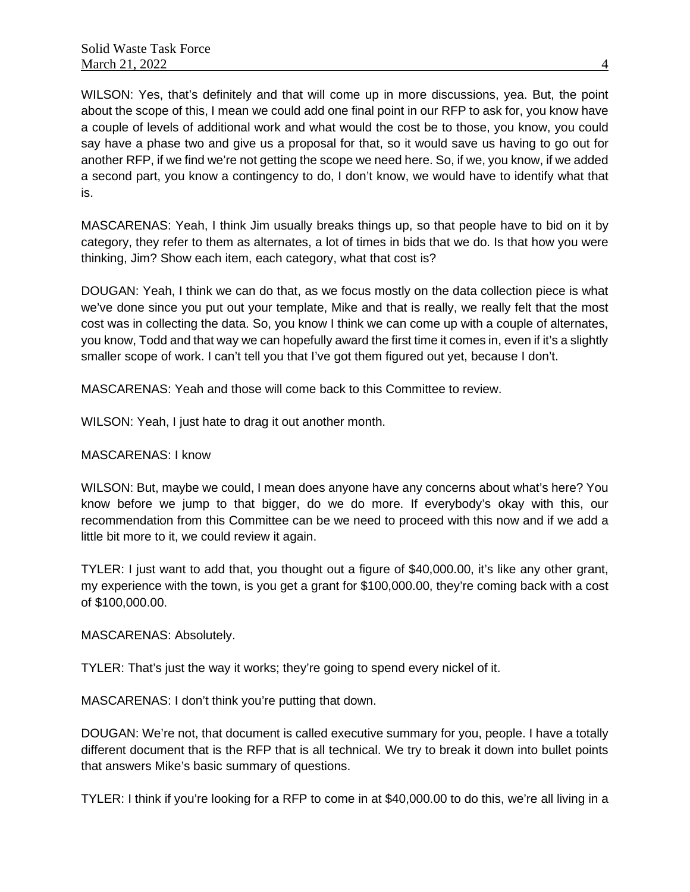WILSON: Yes, that's definitely and that will come up in more discussions, yea. But, the point about the scope of this, I mean we could add one final point in our RFP to ask for, you know have a couple of levels of additional work and what would the cost be to those, you know, you could say have a phase two and give us a proposal for that, so it would save us having to go out for another RFP, if we find we're not getting the scope we need here. So, if we, you know, if we added a second part, you know a contingency to do, I don't know, we would have to identify what that is.

MASCARENAS: Yeah, I think Jim usually breaks things up, so that people have to bid on it by category, they refer to them as alternates, a lot of times in bids that we do. Is that how you were thinking, Jim? Show each item, each category, what that cost is?

DOUGAN: Yeah, I think we can do that, as we focus mostly on the data collection piece is what we've done since you put out your template, Mike and that is really, we really felt that the most cost was in collecting the data. So, you know I think we can come up with a couple of alternates, you know, Todd and that way we can hopefully award the first time it comes in, even if it's a slightly smaller scope of work. I can't tell you that I've got them figured out yet, because I don't.

MASCARENAS: Yeah and those will come back to this Committee to review.

WILSON: Yeah, I just hate to drag it out another month.

MASCARENAS: I know

WILSON: But, maybe we could, I mean does anyone have any concerns about what's here? You know before we jump to that bigger, do we do more. If everybody's okay with this, our recommendation from this Committee can be we need to proceed with this now and if we add a little bit more to it, we could review it again.

TYLER: I just want to add that, you thought out a figure of $40,000.00, it's like any other grant, my experience with the town, is you get a grant for $100,000.00, they're coming back with a cost of $100,000.00.

MASCARENAS: Absolutely.

TYLER: That's just the way it works; they're going to spend every nickel of it.

MASCARENAS: I don't think you're putting that down.

DOUGAN: We're not, that document is called executive summary for you, people. I have a totally different document that is the RFP that is all technical. We try to break it down into bullet points that answers Mike's basic summary of questions.

TYLER: I think if you're looking for a RFP to come in at $40,000.00 to do this, we're all living in a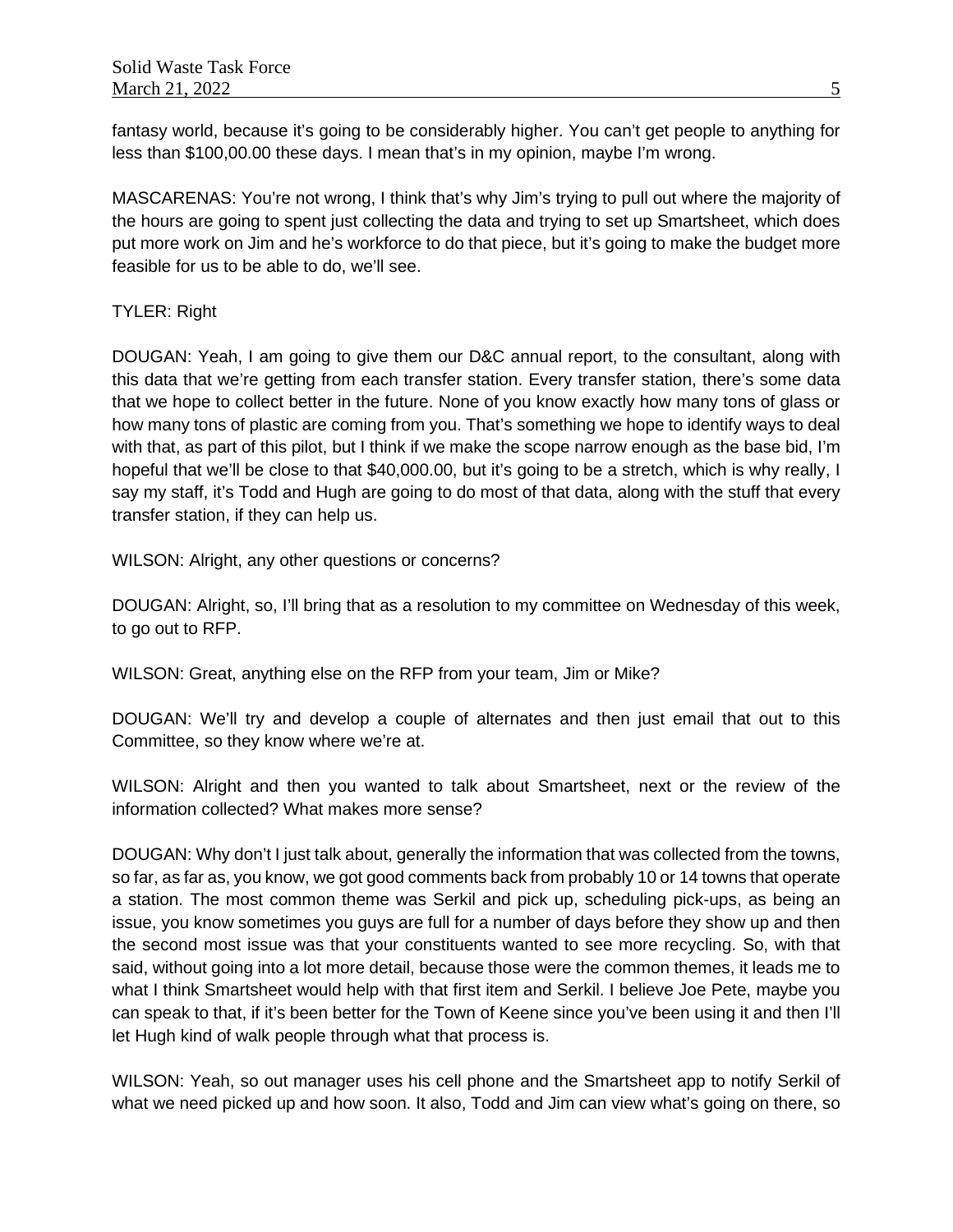fantasy world, because it's going to be considerably higher. You can't get people to anything for less than $100,00.00 these days. I mean that's in my opinion, maybe I'm wrong.

MASCARENAS: You're not wrong, I think that's why Jim's trying to pull out where the majority of the hours are going to spent just collecting the data and trying to set up Smartsheet, which does put more work on Jim and he's workforce to do that piece, but it's going to make the budget more feasible for us to be able to do, we'll see.

TYLER: Right

DOUGAN: Yeah, I am going to give them our D&C annual report, to the consultant, along with this data that we're getting from each transfer station. Every transfer station, there's some data that we hope to collect better in the future. None of you know exactly how many tons of glass or how many tons of plastic are coming from you. That's something we hope to identify ways to deal with that, as part of this pilot, but I think if we make the scope narrow enough as the base bid, I'm hopeful that we'll be close to that $40,000.00, but it's going to be a stretch, which is why really, I say my staff, it's Todd and Hugh are going to do most of that data, along with the stuff that every transfer station, if they can help us.

WILSON: Alright, any other questions or concerns?

DOUGAN: Alright, so, I'll bring that as a resolution to my committee on Wednesday of this week, to go out to RFP.

WILSON: Great, anything else on the RFP from your team, Jim or Mike?

DOUGAN: We'll try and develop a couple of alternates and then just email that out to this Committee, so they know where we're at.

WILSON: Alright and then you wanted to talk about Smartsheet, next or the review of the information collected? What makes more sense?

DOUGAN: Why don't I just talk about, generally the information that was collected from the towns, so far, as far as, you know, we got good comments back from probably 10 or 14 towns that operate a station. The most common theme was Serkil and pick up, scheduling pick-ups, as being an issue, you know sometimes you guys are full for a number of days before they show up and then the second most issue was that your constituents wanted to see more recycling. So, with that said, without going into a lot more detail, because those were the common themes, it leads me to what I think Smartsheet would help with that first item and Serkil. I believe Joe Pete, maybe you can speak to that, if it's been better for the Town of Keene since you've been using it and then I'll let Hugh kind of walk people through what that process is.

WILSON: Yeah, so out manager uses his cell phone and the Smartsheet app to notify Serkil of what we need picked up and how soon. It also, Todd and Jim can view what's going on there, so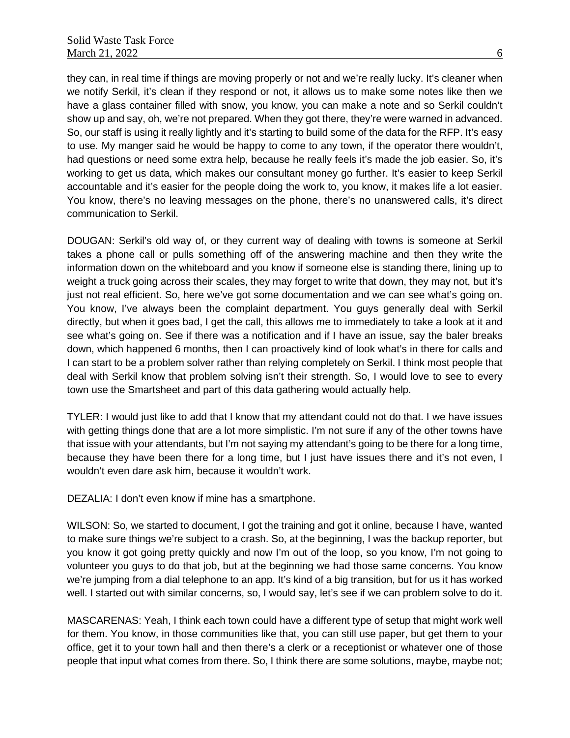they can, in real time if things are moving properly or not and we're really lucky. It's cleaner when we notify Serkil, it's clean if they respond or not, it allows us to make some notes like then we have a glass container filled with snow, you know, you can make a note and so Serkil couldn't show up and say, oh, we're not prepared. When they got there, they're were warned in advanced. So, our staff is using it really lightly and it's starting to build some of the data for the RFP. It's easy to use. My manger said he would be happy to come to any town, if the operator there wouldn't, had questions or need some extra help, because he really feels it's made the job easier. So, it's working to get us data, which makes our consultant money go further. It's easier to keep Serkil accountable and it's easier for the people doing the work to, you know, it makes life a lot easier. You know, there's no leaving messages on the phone, there's no unanswered calls, it's direct communication to Serkil.

DOUGAN: Serkil's old way of, or they current way of dealing with towns is someone at Serkil takes a phone call or pulls something off of the answering machine and then they write the information down on the whiteboard and you know if someone else is standing there, lining up to weight a truck going across their scales, they may forget to write that down, they may not, but it's just not real efficient. So, here we've got some documentation and we can see what's going on. You know, I've always been the complaint department. You guys generally deal with Serkil directly, but when it goes bad, I get the call, this allows me to immediately to take a look at it and see what's going on. See if there was a notification and if I have an issue, say the baler breaks down, which happened 6 months, then I can proactively kind of look what's in there for calls and I can start to be a problem solver rather than relying completely on Serkil. I think most people that deal with Serkil know that problem solving isn't their strength. So, I would love to see to every town use the Smartsheet and part of this data gathering would actually help.

TYLER: I would just like to add that I know that my attendant could not do that. I we have issues with getting things done that are a lot more simplistic. I'm not sure if any of the other towns have that issue with your attendants, but I'm not saying my attendant's going to be there for a long time, because they have been there for a long time, but I just have issues there and it's not even, I wouldn't even dare ask him, because it wouldn't work.

DEZALIA: I don't even know if mine has a smartphone.

WILSON: So, we started to document, I got the training and got it online, because I have, wanted to make sure things we're subject to a crash. So, at the beginning, I was the backup reporter, but you know it got going pretty quickly and now I'm out of the loop, so you know, I'm not going to volunteer you guys to do that job, but at the beginning we had those same concerns. You know we're jumping from a dial telephone to an app. It's kind of a big transition, but for us it has worked well. I started out with similar concerns, so, I would say, let's see if we can problem solve to do it.

MASCARENAS: Yeah, I think each town could have a different type of setup that might work well for them. You know, in those communities like that, you can still use paper, but get them to your office, get it to your town hall and then there's a clerk or a receptionist or whatever one of those people that input what comes from there. So, I think there are some solutions, maybe, maybe not;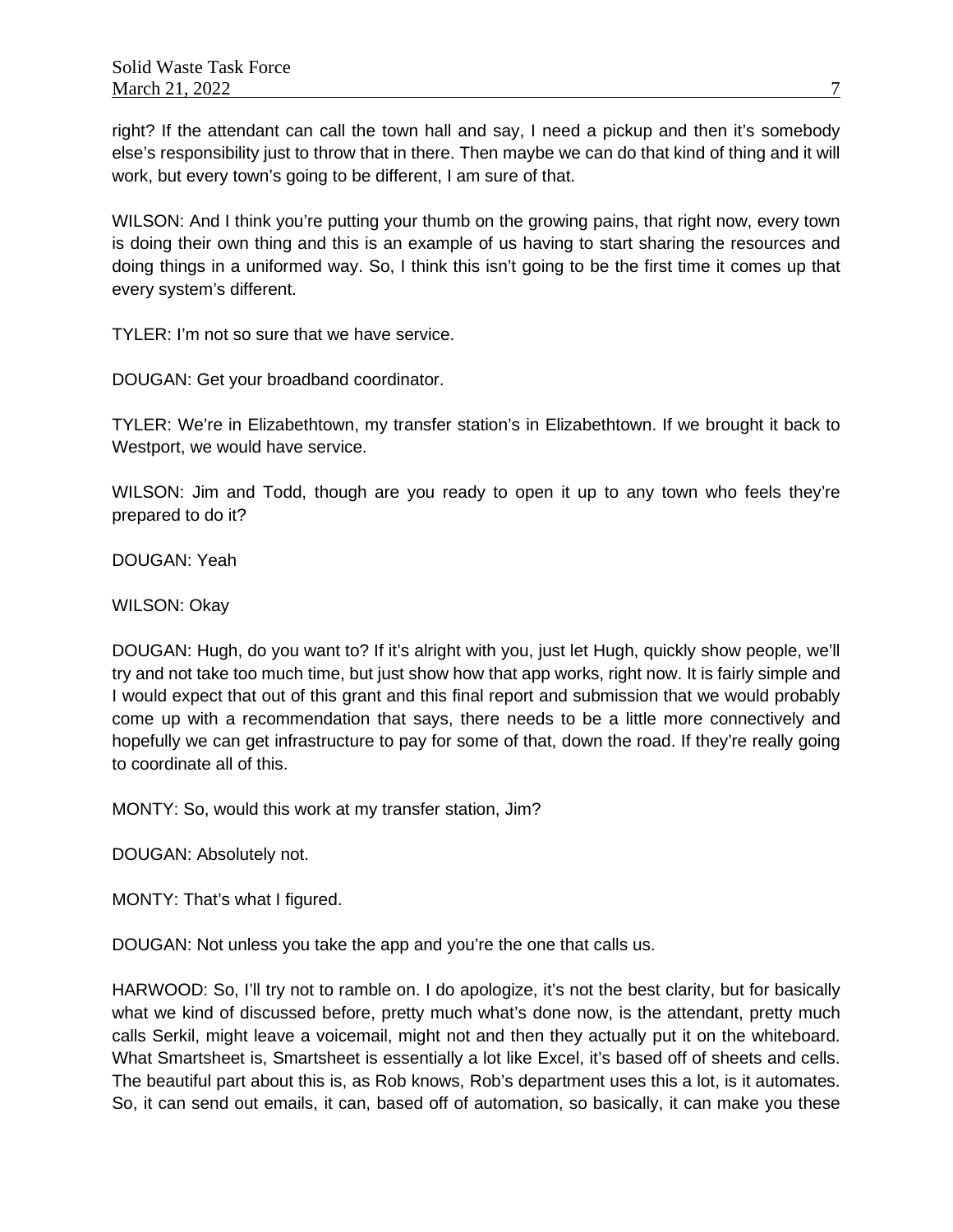right? If the attendant can call the town hall and say, I need a pickup and then it's somebody else's responsibility just to throw that in there. Then maybe we can do that kind of thing and it will work, but every town's going to be different, I am sure of that.

WILSON: And I think you're putting your thumb on the growing pains, that right now, every town is doing their own thing and this is an example of us having to start sharing the resources and doing things in a uniformed way. So, I think this isn't going to be the first time it comes up that every system's different.

TYLER: I'm not so sure that we have service.

DOUGAN: Get your broadband coordinator.

TYLER: We're in Elizabethtown, my transfer station's in Elizabethtown. If we brought it back to Westport, we would have service.

WILSON: Jim and Todd, though are you ready to open it up to any town who feels they're prepared to do it?

DOUGAN: Yeah

WILSON: Okay

DOUGAN: Hugh, do you want to? If it's alright with you, just let Hugh, quickly show people, we'll try and not take too much time, but just show how that app works, right now. It is fairly simple and I would expect that out of this grant and this final report and submission that we would probably come up with a recommendation that says, there needs to be a little more connectively and hopefully we can get infrastructure to pay for some of that, down the road. If they're really going to coordinate all of this.

MONTY: So, would this work at my transfer station, Jim?

DOUGAN: Absolutely not.

MONTY: That's what I figured.

DOUGAN: Not unless you take the app and you're the one that calls us.

HARWOOD: So, I'll try not to ramble on. I do apologize, it's not the best clarity, but for basically what we kind of discussed before, pretty much what's done now, is the attendant, pretty much calls Serkil, might leave a voicemail, might not and then they actually put it on the whiteboard. What Smartsheet is, Smartsheet is essentially a lot like Excel, it's based off of sheets and cells. The beautiful part about this is, as Rob knows, Rob's department uses this a lot, is it automates. So, it can send out emails, it can, based off of automation, so basically, it can make you these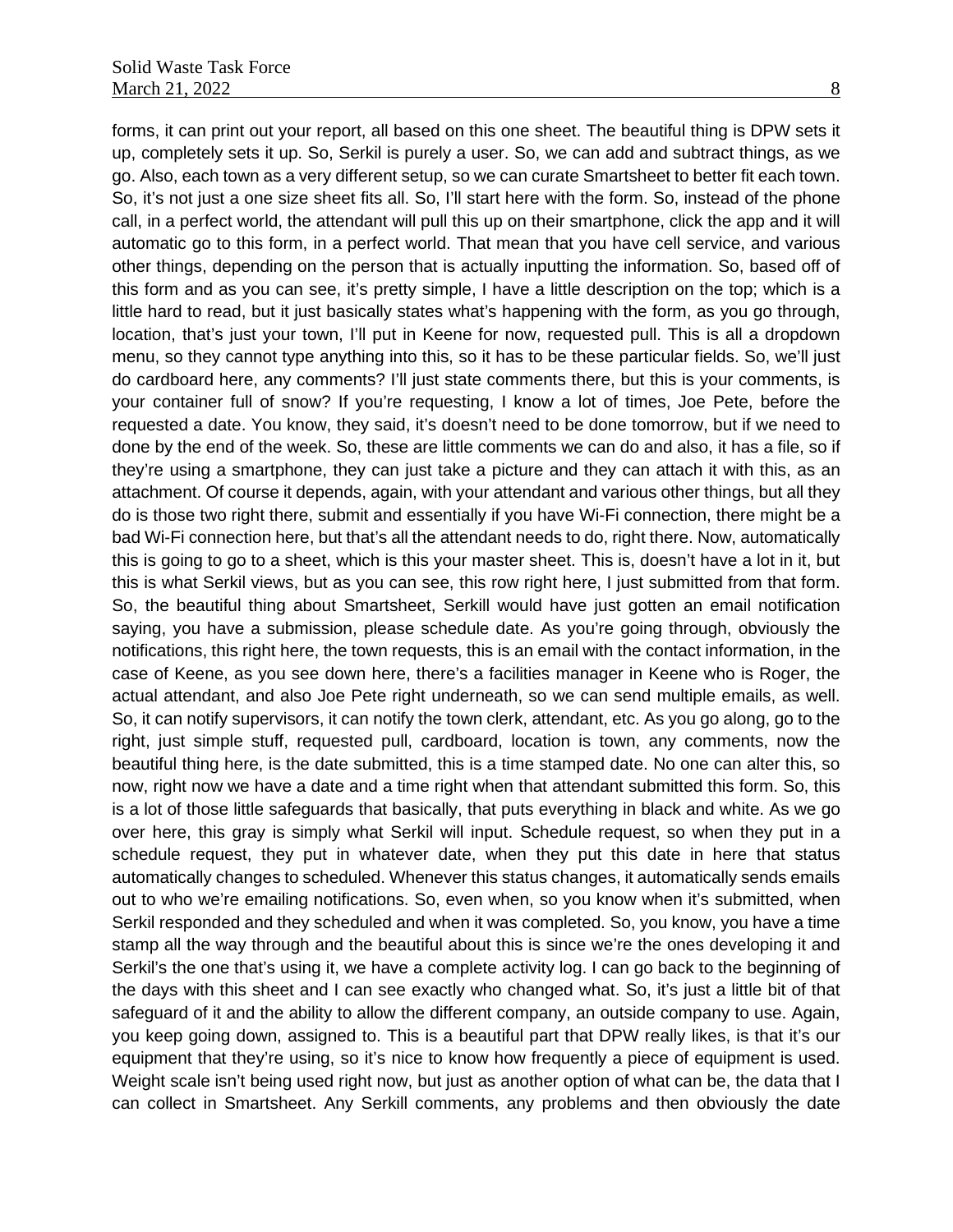forms, it can print out your report, all based on this one sheet. The beautiful thing is DPW sets it up, completely sets it up. So, Serkil is purely a user. So, we can add and subtract things, as we go. Also, each town as a very different setup, so we can curate Smartsheet to better fit each town. So, it's not just a one size sheet fits all. So, I'll start here with the form. So, instead of the phone call, in a perfect world, the attendant will pull this up on their smartphone, click the app and it will automatic go to this form, in a perfect world. That mean that you have cell service, and various other things, depending on the person that is actually inputting the information. So, based off of this form and as you can see, it's pretty simple, I have a little description on the top; which is a little hard to read, but it just basically states what's happening with the form, as you go through, location, that's just your town, I'll put in Keene for now, requested pull. This is all a dropdown menu, so they cannot type anything into this, so it has to be these particular fields. So, we'll just do cardboard here, any comments? I'll just state comments there, but this is your comments, is your container full of snow? If you're requesting, I know a lot of times, Joe Pete, before the requested a date. You know, they said, it's doesn't need to be done tomorrow, but if we need to done by the end of the week. So, these are little comments we can do and also, it has a file, so if they're using a smartphone, they can just take a picture and they can attach it with this, as an attachment. Of course it depends, again, with your attendant and various other things, but all they do is those two right there, submit and essentially if you have Wi-Fi connection, there might be a bad Wi-Fi connection here, but that's all the attendant needs to do, right there. Now, automatically this is going to go to a sheet, which is this your master sheet. This is, doesn't have a lot in it, but this is what Serkil views, but as you can see, this row right here, I just submitted from that form. So, the beautiful thing about Smartsheet, Serkill would have just gotten an email notification saying, you have a submission, please schedule date. As you're going through, obviously the notifications, this right here, the town requests, this is an email with the contact information, in the case of Keene, as you see down here, there's a facilities manager in Keene who is Roger, the actual attendant, and also Joe Pete right underneath, so we can send multiple emails, as well. So, it can notify supervisors, it can notify the town clerk, attendant, etc. As you go along, go to the right, just simple stuff, requested pull, cardboard, location is town, any comments, now the beautiful thing here, is the date submitted, this is a time stamped date. No one can alter this, so now, right now we have a date and a time right when that attendant submitted this form. So, this is a lot of those little safeguards that basically, that puts everything in black and white. As we go over here, this gray is simply what Serkil will input. Schedule request, so when they put in a schedule request, they put in whatever date, when they put this date in here that status automatically changes to scheduled. Whenever this status changes, it automatically sends emails out to who we're emailing notifications. So, even when, so you know when it's submitted, when Serkil responded and they scheduled and when it was completed. So, you know, you have a time stamp all the way through and the beautiful about this is since we're the ones developing it and Serkil's the one that's using it, we have a complete activity log. I can go back to the beginning of the days with this sheet and I can see exactly who changed what. So, it's just a little bit of that safeguard of it and the ability to allow the different company, an outside company to use. Again, you keep going down, assigned to. This is a beautiful part that DPW really likes, is that it's our equipment that they're using, so it's nice to know how frequently a piece of equipment is used. Weight scale isn't being used right now, but just as another option of what can be, the data that I can collect in Smartsheet. Any Serkill comments, any problems and then obviously the date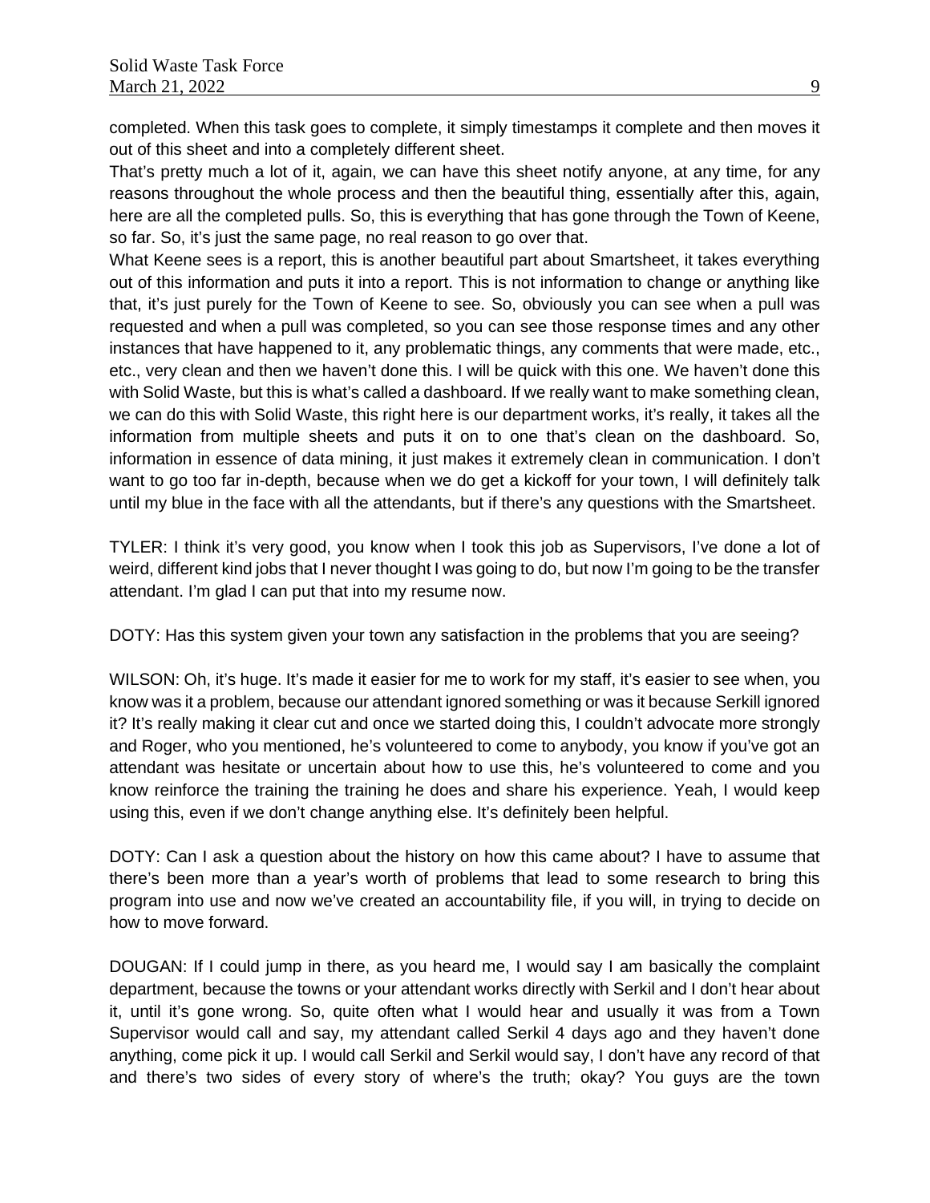completed. When this task goes to complete, it simply timestamps it complete and then moves it out of this sheet and into a completely different sheet.

That's pretty much a lot of it, again, we can have this sheet notify anyone, at any time, for any reasons throughout the whole process and then the beautiful thing, essentially after this, again, here are all the completed pulls. So, this is everything that has gone through the Town of Keene, so far. So, it's just the same page, no real reason to go over that.

What Keene sees is a report, this is another beautiful part about Smartsheet, it takes everything out of this information and puts it into a report. This is not information to change or anything like that, it's just purely for the Town of Keene to see. So, obviously you can see when a pull was requested and when a pull was completed, so you can see those response times and any other instances that have happened to it, any problematic things, any comments that were made, etc., etc., very clean and then we haven't done this. I will be quick with this one. We haven't done this with Solid Waste, but this is what's called a dashboard. If we really want to make something clean, we can do this with Solid Waste, this right here is our department works, it's really, it takes all the information from multiple sheets and puts it on to one that's clean on the dashboard. So, information in essence of data mining, it just makes it extremely clean in communication. I don't want to go too far in-depth, because when we do get a kickoff for your town, I will definitely talk until my blue in the face with all the attendants, but if there's any questions with the Smartsheet.

TYLER: I think it's very good, you know when I took this job as Supervisors, I've done a lot of weird, different kind jobs that I never thought I was going to do, but now I'm going to be the transfer attendant. I'm glad I can put that into my resume now.

DOTY: Has this system given your town any satisfaction in the problems that you are seeing?

WILSON: Oh, it's huge. It's made it easier for me to work for my staff, it's easier to see when, you know was it a problem, because our attendant ignored something or was it because Serkill ignored it? It's really making it clear cut and once we started doing this, I couldn't advocate more strongly and Roger, who you mentioned, he's volunteered to come to anybody, you know if you've got an attendant was hesitate or uncertain about how to use this, he's volunteered to come and you know reinforce the training the training he does and share his experience. Yeah, I would keep using this, even if we don't change anything else. It's definitely been helpful.

DOTY: Can I ask a question about the history on how this came about? I have to assume that there's been more than a year's worth of problems that lead to some research to bring this program into use and now we've created an accountability file, if you will, in trying to decide on how to move forward.

DOUGAN: If I could jump in there, as you heard me, I would say I am basically the complaint department, because the towns or your attendant works directly with Serkil and I don't hear about it, until it's gone wrong. So, quite often what I would hear and usually it was from a Town Supervisor would call and say, my attendant called Serkil 4 days ago and they haven't done anything, come pick it up. I would call Serkil and Serkil would say, I don't have any record of that and there's two sides of every story of where's the truth; okay? You guys are the town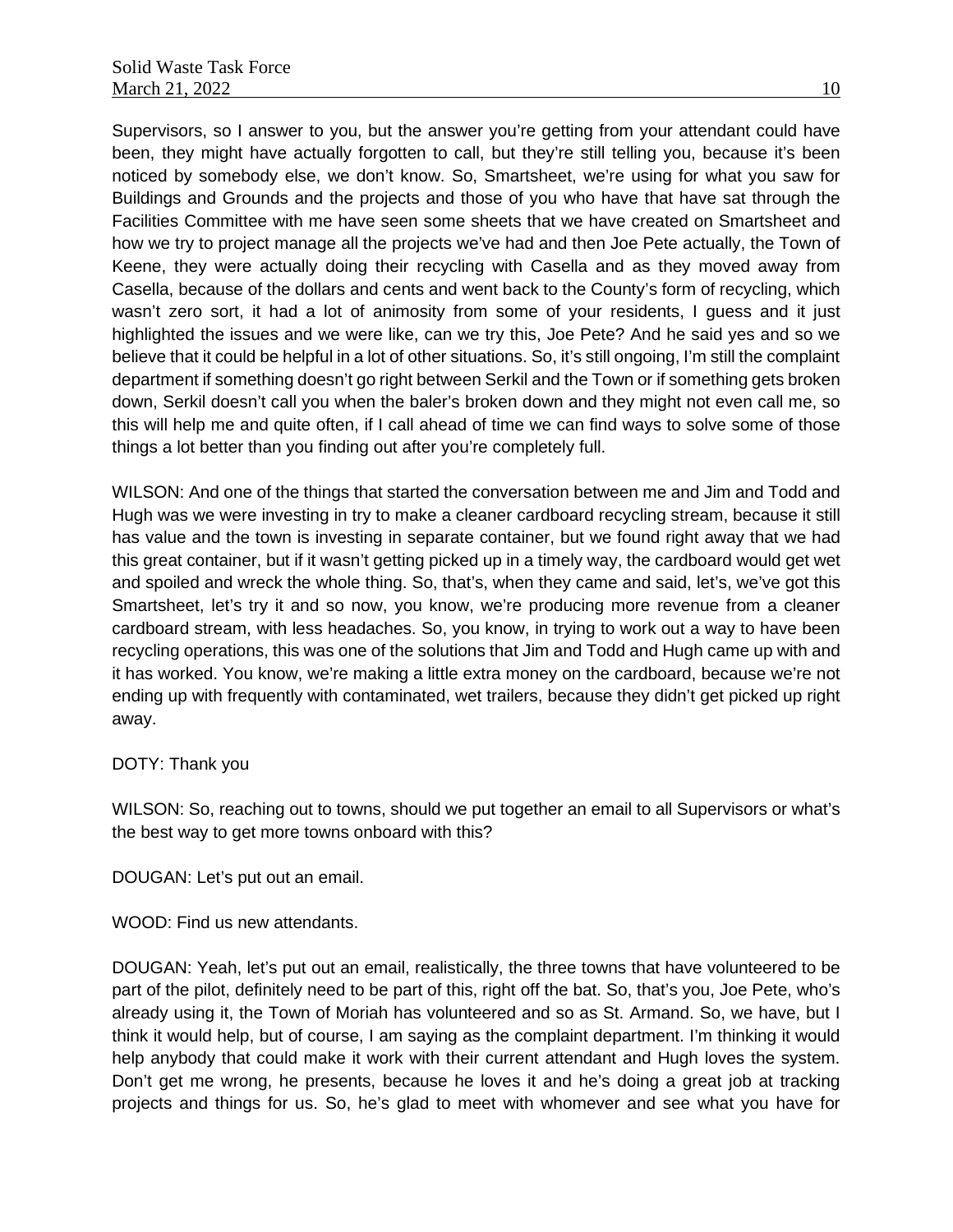Supervisors, so I answer to you, but the answer you're getting from your attendant could have been, they might have actually forgotten to call, but they're still telling you, because it's been noticed by somebody else, we don't know. So, Smartsheet, we're using for what you saw for Buildings and Grounds and the projects and those of you who have that have sat through the Facilities Committee with me have seen some sheets that we have created on Smartsheet and how we try to project manage all the projects we've had and then Joe Pete actually, the Town of Keene, they were actually doing their recycling with Casella and as they moved away from Casella, because of the dollars and cents and went back to the County's form of recycling, which wasn't zero sort, it had a lot of animosity from some of your residents, I guess and it just highlighted the issues and we were like, can we try this, Joe Pete? And he said yes and so we believe that it could be helpful in a lot of other situations. So, it's still ongoing, I'm still the complaint department if something doesn't go right between Serkil and the Town or if something gets broken down, Serkil doesn't call you when the baler's broken down and they might not even call me, so this will help me and quite often, if I call ahead of time we can find ways to solve some of those things a lot better than you finding out after you're completely full.

WILSON: And one of the things that started the conversation between me and Jim and Todd and Hugh was we were investing in try to make a cleaner cardboard recycling stream, because it still has value and the town is investing in separate container, but we found right away that we had this great container, but if it wasn't getting picked up in a timely way, the cardboard would get wet and spoiled and wreck the whole thing. So, that's, when they came and said, let's, we've got this Smartsheet, let's try it and so now, you know, we're producing more revenue from a cleaner cardboard stream, with less headaches. So, you know, in trying to work out a way to have been recycling operations, this was one of the solutions that Jim and Todd and Hugh came up with and it has worked. You know, we're making a little extra money on the cardboard, because we're not ending up with frequently with contaminated, wet trailers, because they didn't get picked up right away.

DOTY: Thank you

WILSON: So, reaching out to towns, should we put together an email to all Supervisors or what's the best way to get more towns onboard with this?

DOUGAN: Let's put out an email.

WOOD: Find us new attendants.

DOUGAN: Yeah, let's put out an email, realistically, the three towns that have volunteered to be part of the pilot, definitely need to be part of this, right off the bat. So, that's you, Joe Pete, who's already using it, the Town of Moriah has volunteered and so as St. Armand. So, we have, but I think it would help, but of course, I am saying as the complaint department. I'm thinking it would help anybody that could make it work with their current attendant and Hugh loves the system. Don't get me wrong, he presents, because he loves it and he's doing a great job at tracking projects and things for us. So, he's glad to meet with whomever and see what you have for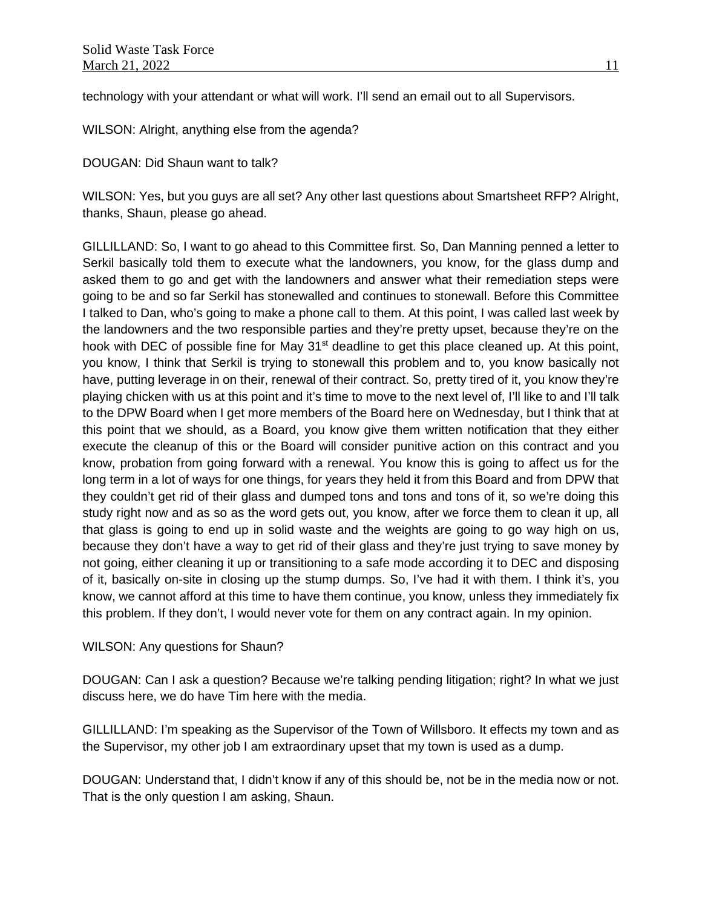technology with your attendant or what will work. I'll send an email out to all Supervisors.

WILSON: Alright, anything else from the agenda?

DOUGAN: Did Shaun want to talk?

WILSON: Yes, but you guys are all set? Any other last questions about Smartsheet RFP? Alright, thanks, Shaun, please go ahead.

GILLILLAND: So, I want to go ahead to this Committee first. So, Dan Manning penned a letter to Serkil basically told them to execute what the landowners, you know, for the glass dump and asked them to go and get with the landowners and answer what their remediation steps were going to be and so far Serkil has stonewalled and continues to stonewall. Before this Committee I talked to Dan, who's going to make a phone call to them. At this point, I was called last week by the landowners and the two responsible parties and they're pretty upset, because they're on the hook with DEC of possible fine for May 31st deadline to get this place cleaned up. At this point, you know, I think that Serkil is trying to stonewall this problem and to, you know basically not have, putting leverage in on their, renewal of their contract. So, pretty tired of it, you know they're playing chicken with us at this point and it's time to move to the next level of, I'll like to and I'll talk to the DPW Board when I get more members of the Board here on Wednesday, but I think that at this point that we should, as a Board, you know give them written notification that they either execute the cleanup of this or the Board will consider punitive action on this contract and you know, probation from going forward with a renewal. You know this is going to affect us for the long term in a lot of ways for one things, for years they held it from this Board and from DPW that they couldn't get rid of their glass and dumped tons and tons and tons of it, so we're doing this study right now and as so as the word gets out, you know, after we force them to clean it up, all that glass is going to end up in solid waste and the weights are going to go way high on us, because they don't have a way to get rid of their glass and they're just trying to save money by not going, either cleaning it up or transitioning to a safe mode according it to DEC and disposing of it, basically on-site in closing up the stump dumps. So, I've had it with them. I think it's, you know, we cannot afford at this time to have them continue, you know, unless they immediately fix this problem. If they don't, I would never vote for them on any contract again. In my opinion.

WILSON: Any questions for Shaun?

DOUGAN: Can I ask a question? Because we're talking pending litigation; right? In what we just discuss here, we do have Tim here with the media.

GILLILLAND: I'm speaking as the Supervisor of the Town of Willsboro. It effects my town and as the Supervisor, my other job I am extraordinary upset that my town is used as a dump.

DOUGAN: Understand that, I didn't know if any of this should be, not be in the media now or not. That is the only question I am asking, Shaun.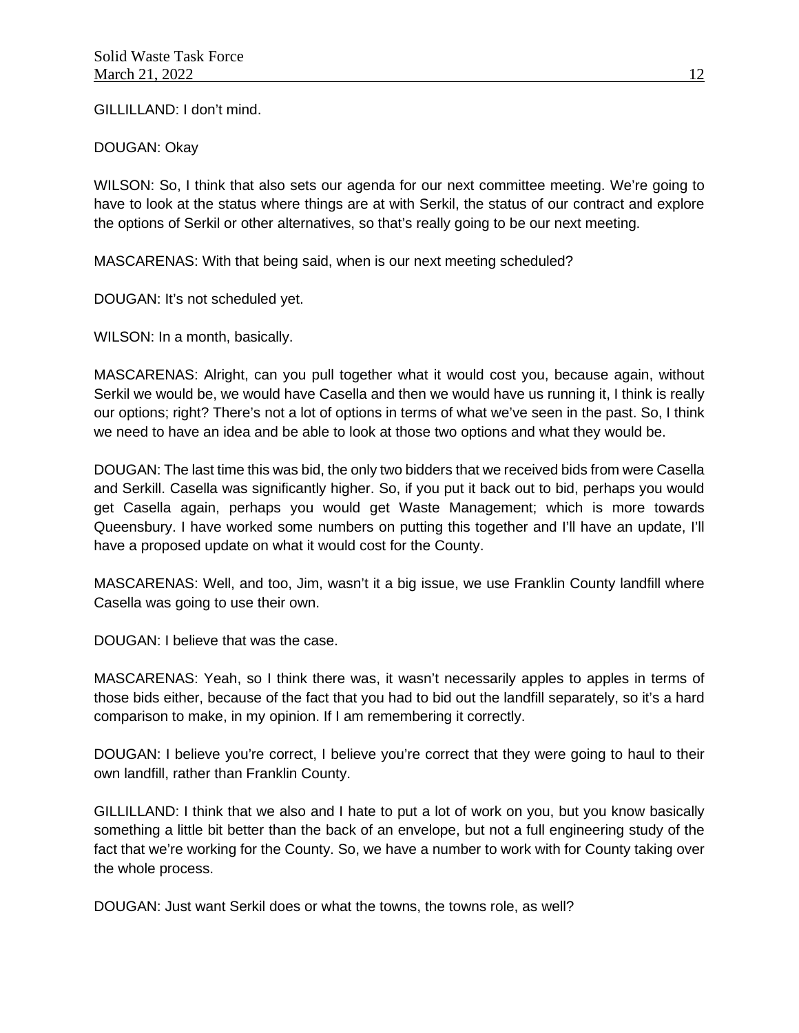GILLILLAND: I don't mind.

DOUGAN: Okay

WILSON: So, I think that also sets our agenda for our next committee meeting. We're going to have to look at the status where things are at with Serkil, the status of our contract and explore the options of Serkil or other alternatives, so that's really going to be our next meeting.

MASCARENAS: With that being said, when is our next meeting scheduled?

DOUGAN: It's not scheduled yet.

WILSON: In a month, basically.

MASCARENAS: Alright, can you pull together what it would cost you, because again, without Serkil we would be, we would have Casella and then we would have us running it, I think is really our options; right? There's not a lot of options in terms of what we've seen in the past. So, I think we need to have an idea and be able to look at those two options and what they would be.

DOUGAN: The last time this was bid, the only two bidders that we received bids from were Casella and Serkill. Casella was significantly higher. So, if you put it back out to bid, perhaps you would get Casella again, perhaps you would get Waste Management; which is more towards Queensbury. I have worked some numbers on putting this together and I'll have an update, I'll have a proposed update on what it would cost for the County.

MASCARENAS: Well, and too, Jim, wasn't it a big issue, we use Franklin County landfill where Casella was going to use their own.

DOUGAN: I believe that was the case.

MASCARENAS: Yeah, so I think there was, it wasn't necessarily apples to apples in terms of those bids either, because of the fact that you had to bid out the landfill separately, so it's a hard comparison to make, in my opinion. If I am remembering it correctly.

DOUGAN: I believe you're correct, I believe you're correct that they were going to haul to their own landfill, rather than Franklin County.

GILLILLAND: I think that we also and I hate to put a lot of work on you, but you know basically something a little bit better than the back of an envelope, but not a full engineering study of the fact that we're working for the County. So, we have a number to work with for County taking over the whole process.

DOUGAN: Just want Serkil does or what the towns, the towns role, as well?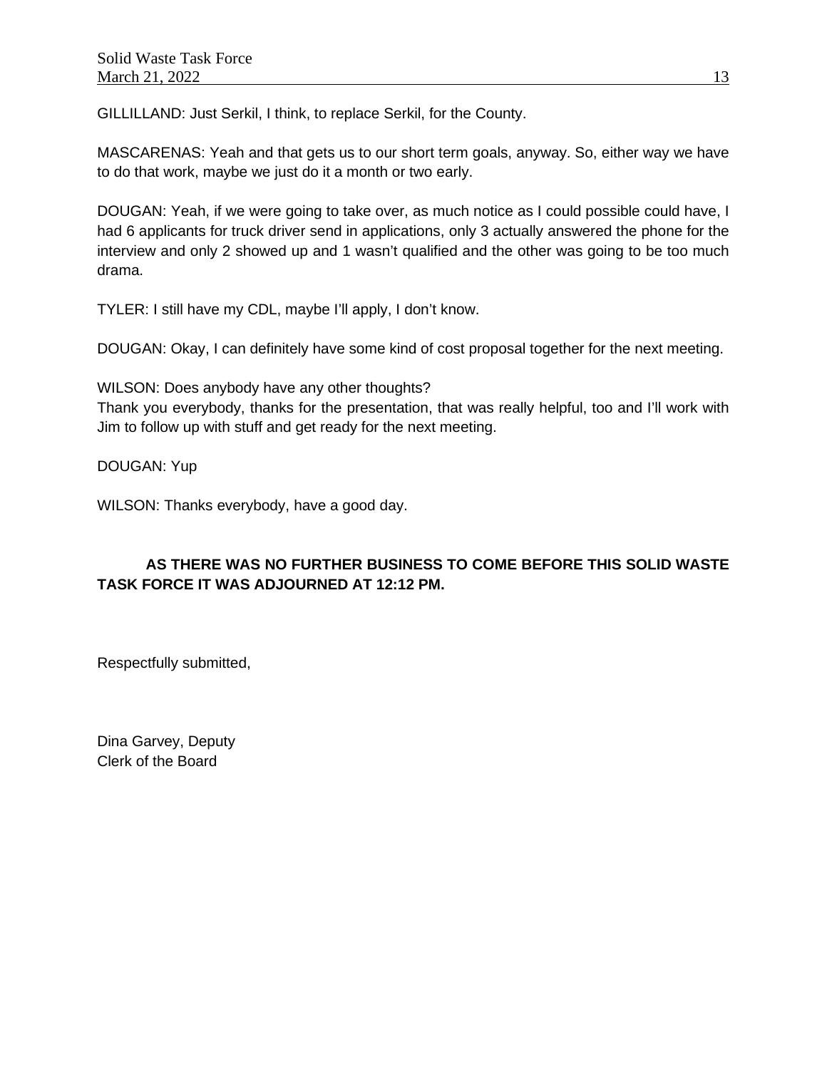GILLILLAND: Just Serkil, I think, to replace Serkil, for the County.

MASCARENAS: Yeah and that gets us to our short term goals, anyway. So, either way we have to do that work, maybe we just do it a month or two early.

DOUGAN: Yeah, if we were going to take over, as much notice as I could possible could have, I had 6 applicants for truck driver send in applications, only 3 actually answered the phone for the interview and only 2 showed up and 1 wasn't qualified and the other was going to be too much drama.

TYLER: I still have my CDL, maybe I'll apply, I don't know.

DOUGAN: Okay, I can definitely have some kind of cost proposal together for the next meeting.

WILSON: Does anybody have any other thoughts?
Thank you everybody, thanks for the presentation, that was really helpful, too and I'll work with Jim to follow up with stuff and get ready for the next meeting.

DOUGAN: Yup

WILSON: Thanks everybody, have a good day.

**AS THERE WAS NO FURTHER BUSINESS TO COME BEFORE THIS SOLID WASTE TASK FORCE IT WAS ADJOURNED AT 12:12 PM.**

Respectfully submitted,

Dina Garvey, Deputy
Clerk of the Board